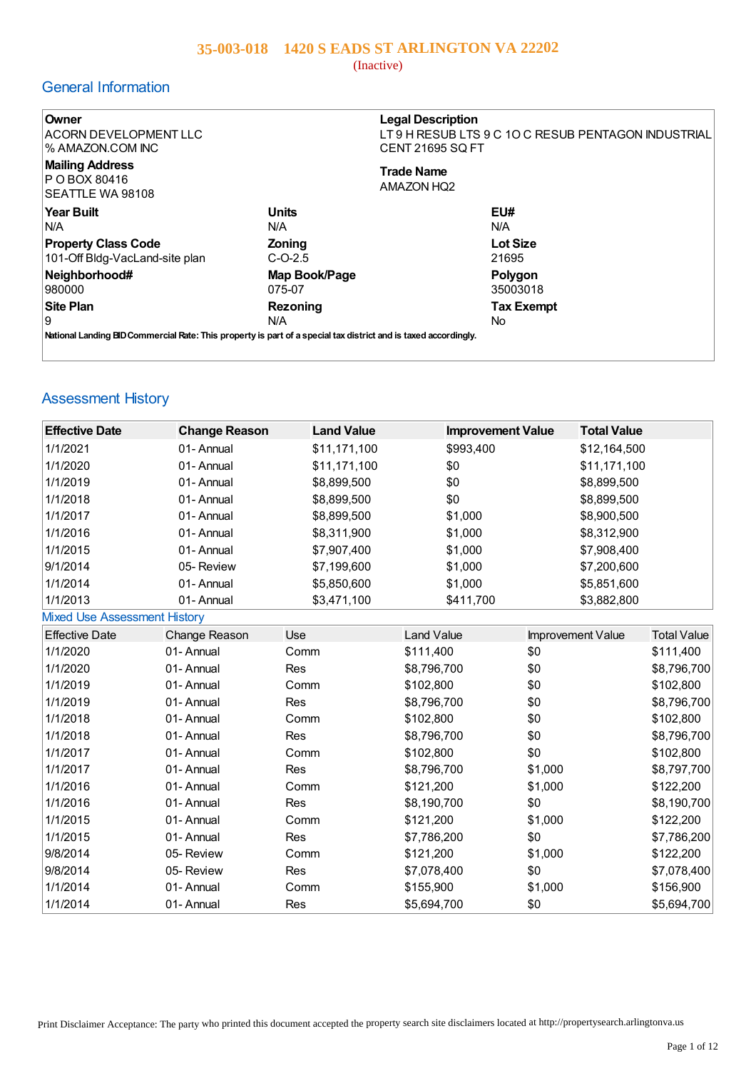# 35-003-018 1420 S EADS ST ARLINGTON VA 22202

(Inactive)

## General Information

**Owner**
ACORN DEVELOPMENT LLC
% AMAZON.COM INC

**Legal Description**
LT 9 H RESUB LTS 9 C 10 C RESUB PENTAGON INDUSTRIAL CENT 21695 SQ FT

**Mailing Address**
P O BOX 80416
SEATTLE WA 98108

**Trade Name**
AMAZON HQ2

| **Year Built** | **Units** | **EU#** |
|---|---|---|
| N/A | N/A | N/A |
| **Property Class Code** | **Zoning** | **Lot Size** |
| 101-Off Bldg-VacLand-site plan | C-O-2.5 | 21695 |
| **Neighborhood#** | **Map Book/Page** | **Polygon** |
| 980000 | 075-07 | 35003018 |
| **Site Plan** | **Rezoning** | **Tax Exempt** |
| 9 | N/A | No |

**National Landing BID Commercial Rate: This property is part of a special tax district and is taxed accordingly.**

## Assessment History

| Effective Date | Change Reason | Land Value | Improvement Value | Total Value |
|---|---|---|---|---|
| 1/1/2021 | 01- Annual | $11,171,100 | $993,400 | $12,164,500 |
| 1/1/2020 | 01- Annual | $11,171,100 | $0 | $11,171,100 |
| 1/1/2019 | 01- Annual | $8,899,500 | $0 | $8,899,500 |
| 1/1/2018 | 01- Annual | $8,899,500 | $0 | $8,899,500 |
| 1/1/2017 | 01- Annual | $8,899,500 | $1,000 | $8,900,500 |
| 1/1/2016 | 01- Annual | $8,311,900 | $1,000 | $8,312,900 |
| 1/1/2015 | 01- Annual | $7,907,400 | $1,000 | $7,908,400 |
| 9/1/2014 | 05- Review | $7,199,600 | $1,000 | $7,200,600 |
| 1/1/2014 | 01- Annual | $5,850,600 | $1,000 | $5,851,600 |
| 1/1/2013 | 01- Annual | $3,471,100 | $411,700 | $3,882,800 |

### Mixed Use Assessment History

| Effective Date | Change Reason | Use | Land Value | Improvement Value | Total Value |
|---|---|---|---|---|---|
| 1/1/2020 | 01- Annual | Comm | $111,400 | $0 | $111,400 |
| 1/1/2020 | 01- Annual | Res | $8,796,700 | $0 | $8,796,700 |
| 1/1/2019 | 01- Annual | Comm | $102,800 | $0 | $102,800 |
| 1/1/2019 | 01- Annual | Res | $8,796,700 | $0 | $8,796,700 |
| 1/1/2018 | 01- Annual | Comm | $102,800 | $0 | $102,800 |
| 1/1/2018 | 01- Annual | Res | $8,796,700 | $0 | $8,796,700 |
| 1/1/2017 | 01- Annual | Comm | $102,800 | $0 | $102,800 |
| 1/1/2017 | 01- Annual | Res | $8,796,700 | $1,000 | $8,797,700 |
| 1/1/2016 | 01- Annual | Comm | $121,200 | $1,000 | $122,200 |
| 1/1/2016 | 01- Annual | Res | $8,190,700 | $0 | $8,190,700 |
| 1/1/2015 | 01- Annual | Comm | $121,200 | $1,000 | $122,200 |
| 1/1/2015 | 01- Annual | Res | $7,786,200 | $0 | $7,786,200 |
| 9/8/2014 | 05- Review | Comm | $121,200 | $1,000 | $122,200 |
| 9/8/2014 | 05- Review | Res | $7,078,400 | $0 | $7,078,400 |
| 1/1/2014 | 01- Annual | Comm | $155,900 | $1,000 | $156,900 |
| 1/1/2014 | 01- Annual | Res | $5,694,700 | $0 | $5,694,700 |

Print Disclaimer Acceptance: The party who printed this document accepted the property search site disclaimers located at http://propertysearch.arlingtonva.us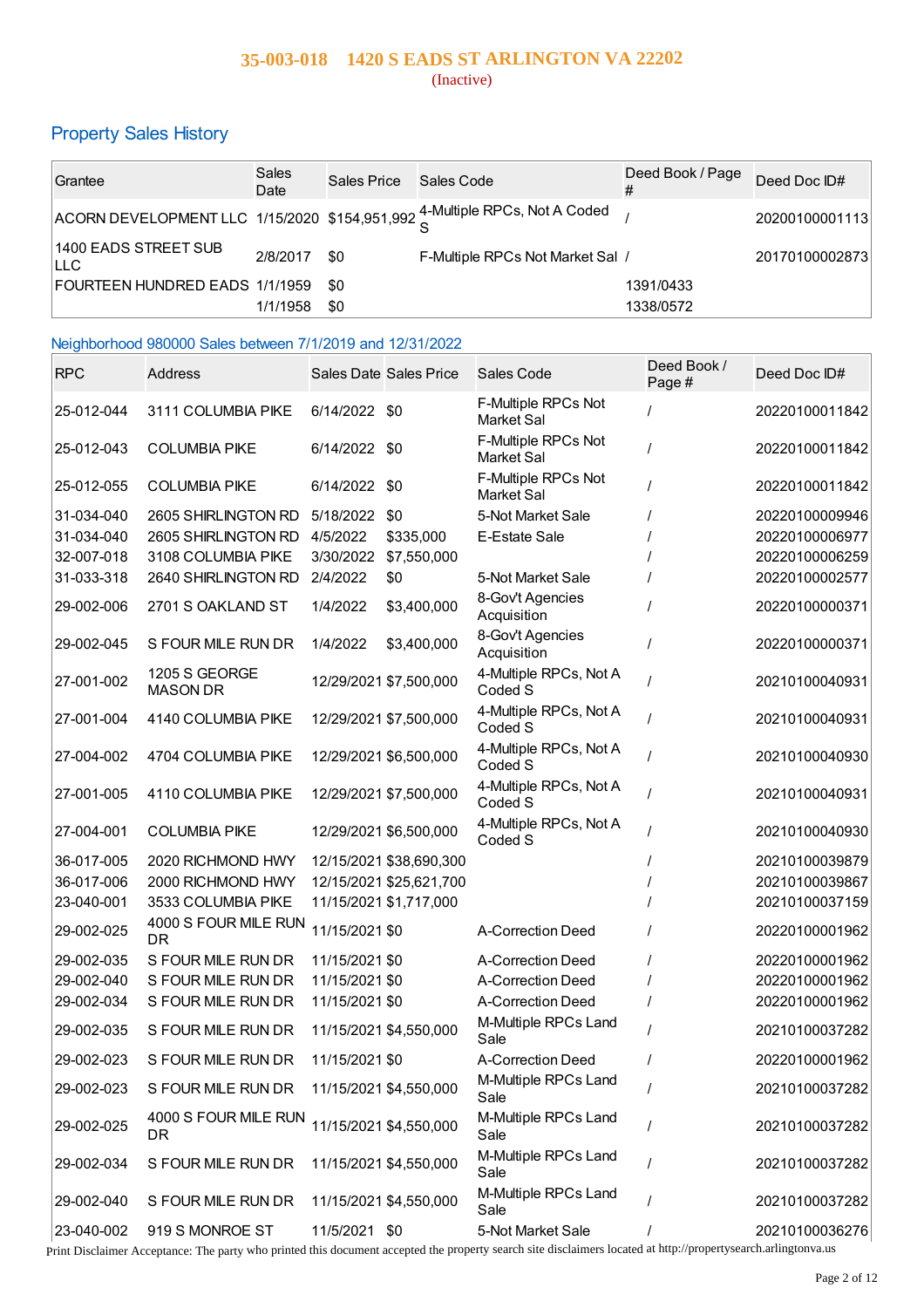## 35-003-018 1420 S EADS ST ARLINGTON VA 22202

(Inactive)

## Property Sales History

| Grantee | Sales Date | Sales Price | Sales Code | Deed Book / Page # | Deed Doc ID# |
|---|---|---|---|---|---|
| ACORN DEVELOPMENT LLC | 1/15/2020 | $154,951,992 | 4-Multiple RPCs, Not A Coded S | / | 20200100001113 |
| 1400 EADS STREET SUB LLC | 2/8/2017 | $0 | F-Multiple RPCs Not Market Sal | / | 20170100002873 |
| FOURTEEN HUNDRED EADS | 1/1/1959 | $0 | | 1391/0433 | |
| | 1/1/1958 | $0 | | 1338/0572 | |

## Neighborhood 980000 Sales between 7/1/2019 and 12/31/2022

| RPC | Address | Sales Date | Sales Price | Sales Code | Deed Book / Page # | Deed Doc ID# |
|---|---|---|---|---|---|---|
| 25-012-044 | 3111 COLUMBIA PIKE | 6/14/2022 | $0 | F-Multiple RPCs Not Market Sal | / | 20220100011842 |
| 25-012-043 | COLUMBIA PIKE | 6/14/2022 | $0 | F-Multiple RPCs Not Market Sal | / | 20220100011842 |
| 25-012-055 | COLUMBIA PIKE | 6/14/2022 | $0 | F-Multiple RPCs Not Market Sal | / | 20220100011842 |
| 31-034-040 | 2605 SHIRLINGTON RD | 5/18/2022 | $0 | 5-Not Market Sale | / | 20220100009946 |
| 31-034-040 | 2605 SHIRLINGTON RD | 4/5/2022 | $335,000 | E-Estate Sale | / | 20220100006977 |
| 32-007-018 | 3108 COLUMBIA PIKE | 3/30/2022 | $7,550,000 | | / | 20220100006259 |
| 31-033-318 | 2640 SHIRLINGTON RD | 2/4/2022 | $0 | 5-Not Market Sale | / | 20220100002577 |
| 29-002-006 | 2701 S OAKLAND ST | 1/4/2022 | $3,400,000 | 8-Gov't Agencies Acquisition | / | 20220100000371 |
| 29-002-045 | S FOUR MILE RUN DR | 1/4/2022 | $3,400,000 | 8-Gov't Agencies Acquisition | / | 20220100000371 |
| 27-001-002 | 1205 S GEORGE MASON DR | 12/29/2021 | $7,500,000 | 4-Multiple RPCs, Not A Coded S | / | 20210100040931 |
| 27-001-004 | 4140 COLUMBIA PIKE | 12/29/2021 | $7,500,000 | 4-Multiple RPCs, Not A Coded S | / | 20210100040931 |
| 27-004-002 | 4704 COLUMBIA PIKE | 12/29/2021 | $6,500,000 | 4-Multiple RPCs, Not A Coded S | / | 20210100040930 |
| 27-001-005 | 4110 COLUMBIA PIKE | 12/29/2021 | $7,500,000 | 4-Multiple RPCs, Not A Coded S | / | 20210100040931 |
| 27-004-001 | COLUMBIA PIKE | 12/29/2021 | $6,500,000 | 4-Multiple RPCs, Not A Coded S | / | 20210100040930 |
| 36-017-005 | 2020 RICHMOND HWY | 12/15/2021 | $38,690,300 | | / | 20210100039879 |
| 36-017-006 | 2000 RICHMOND HWY | 12/15/2021 | $25,621,700 | | / | 20210100039867 |
| 23-040-001 | 3533 COLUMBIA PIKE | 11/15/2021 | $1,717,000 | | / | 20210100037159 |
| 29-002-025 | 4000 S FOUR MILE RUN DR | 11/15/2021 | $0 | A-Correction Deed | / | 20220100001962 |
| 29-002-035 | S FOUR MILE RUN DR | 11/15/2021 | $0 | A-Correction Deed | / | 20220100001962 |
| 29-002-040 | S FOUR MILE RUN DR | 11/15/2021 | $0 | A-Correction Deed | / | 20220100001962 |
| 29-002-034 | S FOUR MILE RUN DR | 11/15/2021 | $0 | A-Correction Deed | / | 20220100001962 |
| 29-002-035 | S FOUR MILE RUN DR | 11/15/2021 | $4,550,000 | M-Multiple RPCs Land Sale | / | 20210100037282 |
| 29-002-023 | S FOUR MILE RUN DR | 11/15/2021 | $0 | A-Correction Deed | / | 20220100001962 |
| 29-002-023 | S FOUR MILE RUN DR | 11/15/2021 | $4,550,000 | M-Multiple RPCs Land Sale | / | 20210100037282 |
| 29-002-025 | 4000 S FOUR MILE RUN DR | 11/15/2021 | $4,550,000 | M-Multiple RPCs Land Sale | / | 20210100037282 |
| 29-002-034 | S FOUR MILE RUN DR | 11/15/2021 | $4,550,000 | M-Multiple RPCs Land Sale | / | 20210100037282 |
| 29-002-040 | S FOUR MILE RUN DR | 11/15/2021 | $4,550,000 | M-Multiple RPCs Land Sale | / | 20210100037282 |
| 23-040-002 | 919 S MONROE ST | 11/5/2021 | $0 | 5-Not Market Sale | / | 20210100036276 |

Print Disclaimer Acceptance: The party who printed this document accepted the property search site disclaimers located at http://propertysearch.arlingtonva.us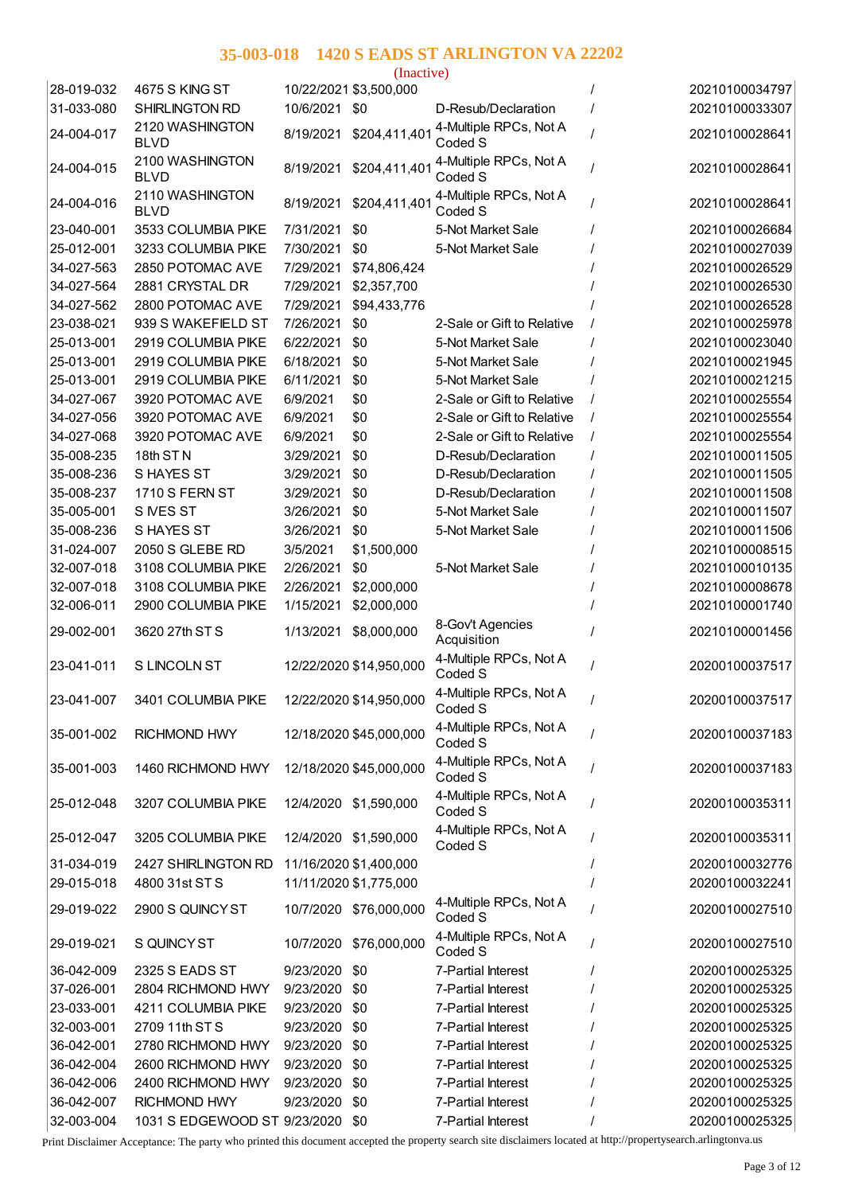## 35-003-018 1420 S EADS ST ARLINGTON VA 22202

(Inactive)

| | | | | | | |
|---|---|---|---|---|---|---|
| 28-019-032 | 4675 S KING ST | 10/22/2021 | $3,500,000 | | / | 20210100034797 |
| 31-033-080 | SHIRLINGTON RD | 10/6/2021 | $0 | D-Resub/Declaration | / | 20210100033307 |
| 24-004-017 | 2120 WASHINGTON BLVD | 8/19/2021 | $204,411,401 | 4-Multiple RPCs, Not A Coded S | / | 20210100028641 |
| 24-004-015 | 2100 WASHINGTON BLVD | 8/19/2021 | $204,411,401 | 4-Multiple RPCs, Not A Coded S | / | 20210100028641 |
| 24-004-016 | 2110 WASHINGTON BLVD | 8/19/2021 | $204,411,401 | 4-Multiple RPCs, Not A Coded S | / | 20210100028641 |
| 23-040-001 | 3533 COLUMBIA PIKE | 7/31/2021 | $0 | 5-Not Market Sale | / | 20210100026684 |
| 25-012-001 | 3233 COLUMBIA PIKE | 7/30/2021 | $0 | 5-Not Market Sale | / | 20210100027039 |
| 34-027-563 | 2850 POTOMAC AVE | 7/29/2021 | $74,806,424 | | / | 20210100026529 |
| 34-027-564 | 2881 CRYSTAL DR | 7/29/2021 | $2,357,700 | | / | 20210100026530 |
| 34-027-562 | 2800 POTOMAC AVE | 7/29/2021 | $94,433,776 | | / | 20210100026528 |
| 23-038-021 | 939 S WAKEFIELD ST | 7/26/2021 | $0 | 2-Sale or Gift to Relative | / | 20210100025978 |
| 25-013-001 | 2919 COLUMBIA PIKE | 6/22/2021 | $0 | 5-Not Market Sale | / | 20210100023040 |
| 25-013-001 | 2919 COLUMBIA PIKE | 6/18/2021 | $0 | 5-Not Market Sale | / | 20210100021945 |
| 25-013-001 | 2919 COLUMBIA PIKE | 6/11/2021 | $0 | 5-Not Market Sale | / | 20210100021215 |
| 34-027-067 | 3920 POTOMAC AVE | 6/9/2021 | $0 | 2-Sale or Gift to Relative | / | 20210100025554 |
| 34-027-056 | 3920 POTOMAC AVE | 6/9/2021 | $0 | 2-Sale or Gift to Relative | / | 20210100025554 |
| 34-027-068 | 3920 POTOMAC AVE | 6/9/2021 | $0 | 2-Sale or Gift to Relative | / | 20210100025554 |
| 35-008-235 | 18th ST N | 3/29/2021 | $0 | D-Resub/Declaration | / | 20210100011505 |
| 35-008-236 | S HAYES ST | 3/29/2021 | $0 | D-Resub/Declaration | / | 20210100011505 |
| 35-008-237 | 1710 S FERN ST | 3/29/2021 | $0 | D-Resub/Declaration | / | 20210100011508 |
| 35-005-001 | S IVES ST | 3/26/2021 | $0 | 5-Not Market Sale | / | 20210100011507 |
| 35-008-236 | S HAYES ST | 3/26/2021 | $0 | 5-Not Market Sale | / | 20210100011506 |
| 31-024-007 | 2050 S GLEBE RD | 3/5/2021 | $1,500,000 | | / | 20210100008515 |
| 32-007-018 | 3108 COLUMBIA PIKE | 2/26/2021 | $0 | 5-Not Market Sale | / | 20210100010135 |
| 32-007-018 | 3108 COLUMBIA PIKE | 2/26/2021 | $2,000,000 | | / | 20210100008678 |
| 32-006-011 | 2900 COLUMBIA PIKE | 1/15/2021 | $2,000,000 | | / | 20210100001740 |
| 29-002-001 | 3620 27th ST S | 1/13/2021 | $8,000,000 | 8-Gov't Agencies Acquisition | / | 20210100001456 |
| 23-041-011 | S LINCOLN ST | 12/22/2020 | $14,950,000 | 4-Multiple RPCs, Not A Coded S | / | 20200100037517 |
| 23-041-007 | 3401 COLUMBIA PIKE | 12/22/2020 | $14,950,000 | 4-Multiple RPCs, Not A Coded S | / | 20200100037517 |
| 35-001-002 | RICHMOND HWY | 12/18/2020 | $45,000,000 | 4-Multiple RPCs, Not A Coded S | / | 20200100037183 |
| 35-001-003 | 1460 RICHMOND HWY | 12/18/2020 | $45,000,000 | 4-Multiple RPCs, Not A Coded S | / | 20200100037183 |
| 25-012-048 | 3207 COLUMBIA PIKE | 12/4/2020 | $1,590,000 | 4-Multiple RPCs, Not A Coded S | / | 20200100035311 |
| 25-012-047 | 3205 COLUMBIA PIKE | 12/4/2020 | $1,590,000 | 4-Multiple RPCs, Not A Coded S | / | 20200100035311 |
| 31-034-019 | 2427 SHIRLINGTON RD | 11/16/2020 | $1,400,000 | | / | 20200100032776 |
| 29-015-018 | 4800 31st ST S | 11/11/2020 | $1,775,000 | | / | 20200100032241 |
| 29-019-022 | 2900 S QUINCY ST | 10/7/2020 | $76,000,000 | 4-Multiple RPCs, Not A Coded S | / | 20200100027510 |
| 29-019-021 | S QUINCY ST | 10/7/2020 | $76,000,000 | 4-Multiple RPCs, Not A Coded S | / | 20200100027510 |
| 36-042-009 | 2325 S EADS ST | 9/23/2020 | $0 | 7-Partial Interest | / | 20200100025325 |
| 37-026-001 | 2804 RICHMOND HWY | 9/23/2020 | $0 | 7-Partial Interest | / | 20200100025325 |
| 23-033-001 | 4211 COLUMBIA PIKE | 9/23/2020 | $0 | 7-Partial Interest | / | 20200100025325 |
| 32-003-001 | 2709 11th ST S | 9/23/2020 | $0 | 7-Partial Interest | / | 20200100025325 |
| 36-042-001 | 2780 RICHMOND HWY | 9/23/2020 | $0 | 7-Partial Interest | / | 20200100025325 |
| 36-042-004 | 2600 RICHMOND HWY | 9/23/2020 | $0 | 7-Partial Interest | / | 20200100025325 |
| 36-042-006 | 2400 RICHMOND HWY | 9/23/2020 | $0 | 7-Partial Interest | / | 20200100025325 |
| 36-042-007 | RICHMOND HWY | 9/23/2020 | $0 | 7-Partial Interest | / | 20200100025325 |
| 32-003-004 | 1031 S EDGEWOOD ST | 9/23/2020 | $0 | 7-Partial Interest | / | 20200100025325 |

Print Disclaimer Acceptance: The party who printed this document accepted the property search site disclaimers located at http://propertysearch.arlingtonva.us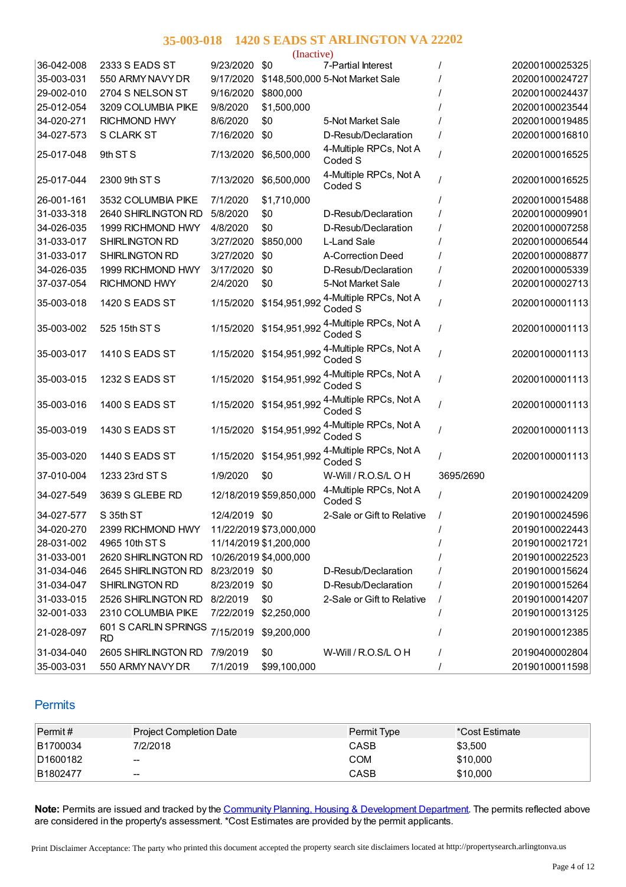# 35-003-018 1420 S EADS ST ARLINGTON VA 22202

(Inactive)

| | | | | | | |
|---|---|---|---|---|---|---|
| 36-042-008 | 2333 S EADS ST | 9/23/2020 | $0 | 7-Partial Interest | / | 20200100025325 |
| 35-003-031 | 550 ARMY NAVY DR | 9/17/2020 | $148,500,000 | 5-Not Market Sale | / | 20200100024727 |
| 29-002-010 | 2704 S NELSON ST | 9/16/2020 | $800,000 | | / | 20200100024437 |
| 25-012-054 | 3209 COLUMBIA PIKE | 9/8/2020 | $1,500,000 | | / | 20200100023544 |
| 34-020-271 | RICHMOND HWY | 8/6/2020 | $0 | 5-Not Market Sale | / | 20200100019485 |
| 34-027-573 | S CLARK ST | 7/16/2020 | $0 | D-Resub/Declaration | / | 20200100016810 |
| 25-017-048 | 9th ST S | 7/13/2020 | $6,500,000 | 4-Multiple RPCs, Not A Coded S | / | 20200100016525 |
| 25-017-044 | 2300 9th ST S | 7/13/2020 | $6,500,000 | 4-Multiple RPCs, Not A Coded S | / | 20200100016525 |
| 26-001-161 | 3532 COLUMBIA PIKE | 7/1/2020 | $1,710,000 | | / | 20200100015488 |
| 31-033-318 | 2640 SHIRLINGTON RD | 5/8/2020 | $0 | D-Resub/Declaration | / | 20200100009901 |
| 34-026-035 | 1999 RICHMOND HWY | 4/8/2020 | $0 | D-Resub/Declaration | / | 20200100007258 |
| 31-033-017 | SHIRLINGTON RD | 3/27/2020 | $850,000 | L-Land Sale | / | 20200100006544 |
| 31-033-017 | SHIRLINGTON RD | 3/27/2020 | $0 | A-Correction Deed | / | 20200100008877 |
| 34-026-035 | 1999 RICHMOND HWY | 3/17/2020 | $0 | D-Resub/Declaration | / | 20200100005339 |
| 37-037-054 | RICHMOND HWY | 2/4/2020 | $0 | 5-Not Market Sale | / | 20200100002713 |
| 35-003-018 | 1420 S EADS ST | 1/15/2020 | $154,951,992 | 4-Multiple RPCs, Not A Coded S | / | 20200100001113 |
| 35-003-002 | 525 15th ST S | 1/15/2020 | $154,951,992 | 4-Multiple RPCs, Not A Coded S | / | 20200100001113 |
| 35-003-017 | 1410 S EADS ST | 1/15/2020 | $154,951,992 | 4-Multiple RPCs, Not A Coded S | / | 20200100001113 |
| 35-003-015 | 1232 S EADS ST | 1/15/2020 | $154,951,992 | 4-Multiple RPCs, Not A Coded S | / | 20200100001113 |
| 35-003-016 | 1400 S EADS ST | 1/15/2020 | $154,951,992 | 4-Multiple RPCs, Not A Coded S | / | 20200100001113 |
| 35-003-019 | 1430 S EADS ST | 1/15/2020 | $154,951,992 | 4-Multiple RPCs, Not A Coded S | / | 20200100001113 |
| 35-003-020 | 1440 S EADS ST | 1/15/2020 | $154,951,992 | 4-Multiple RPCs, Not A Coded S | / | 20200100001113 |
| 37-010-004 | 1233 23rd ST S | 1/9/2020 | $0 | W-Will / R.O.S/L O H | 3695/2690 | |
| 34-027-549 | 3639 S GLEBE RD | 12/18/2019 | $59,850,000 | 4-Multiple RPCs, Not A Coded S | / | 20190100024209 |
| 34-027-577 | S 35th ST | 12/4/2019 | $0 | 2-Sale or Gift to Relative | / | 20190100024596 |
| 34-020-270 | 2399 RICHMOND HWY | 11/22/2019 | $73,000,000 | | / | 20190100022443 |
| 28-031-002 | 4965 10th ST S | 11/14/2019 | $1,200,000 | | / | 20190100021721 |
| 31-033-001 | 2620 SHIRLINGTON RD | 10/26/2019 | $4,000,000 | | / | 20190100022523 |
| 31-034-046 | 2645 SHIRLINGTON RD | 8/23/2019 | $0 | D-Resub/Declaration | / | 20190100015624 |
| 31-034-047 | SHIRLINGTON RD | 8/23/2019 | $0 | D-Resub/Declaration | / | 20190100015264 |
| 31-033-015 | 2526 SHIRLINGTON RD | 8/2/2019 | $0 | 2-Sale or Gift to Relative | / | 20190100014207 |
| 32-001-033 | 2310 COLUMBIA PIKE | 7/22/2019 | $2,250,000 | | / | 20190100013125 |
| 21-028-097 | 601 S CARLIN SPRINGS RD | 7/15/2019 | $9,200,000 | | / | 20190100012385 |
| 31-034-040 | 2605 SHIRLINGTON RD | 7/9/2019 | $0 | W-Will / R.O.S/L O H | / | 20190400002804 |
| 35-003-031 | 550 ARMY NAVY DR | 7/1/2019 | $99,100,000 | | / | 20190100011598 |

## Permits

| Permit # | Project Completion Date | Permit Type | *Cost Estimate |
|---|---|---|---|
| B1700034 | 7/2/2018 | CASB | $3,500 |
| D1600182 | -- | COM | $10,000 |
| B1802477 | -- | CASB | $10,000 |

**Note:** Permits are issued and tracked by the Community Planning, Housing & Development Department. The permits reflected above are considered in the property's assessment. *Cost Estimates are provided by the permit applicants.

Print Disclaimer Acceptance: The party who printed this document accepted the property search site disclaimers located at http://propertysearch.arlingtonva.us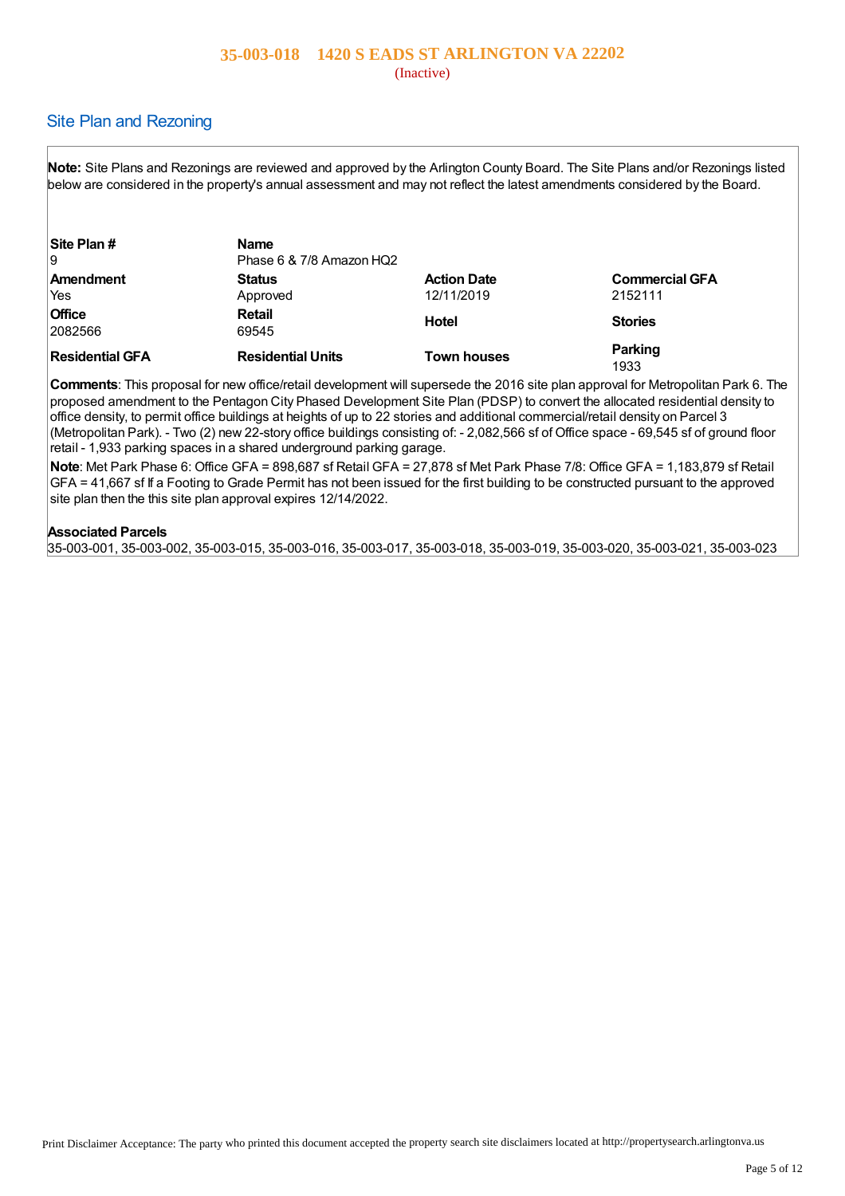# 35-003-018 1420 S EADS ST ARLINGTON VA 22202

(Inactive)

## Site Plan and Rezoning

**Note:** Site Plans and Rezonings are reviewed and approved by the Arlington County Board. The Site Plans and/or Rezonings listed below are considered in the property's annual assessment and may not reflect the latest amendments considered by the Board.

| **Site Plan #** | **Name** | | |
|---|---|---|---|
| 9 | Phase 6 & 7/8 Amazon HQ2 | | |
| **Amendment** | **Status** | **Action Date** | **Commercial GFA** |
| Yes | Approved | 12/11/2019 | 2152111 |
| **Office** | **Retail** | **Hotel** | **Stories** |
| 2082566 | 69545 | | |
| **Residential GFA** | **Residential Units** | **Town houses** | **Parking** |
| | | | 1933 |

**Comments**: This proposal for new office/retail development will supersede the 2016 site plan approval for Metropolitan Park 6. The proposed amendment to the Pentagon City Phased Development Site Plan (PDSP) to convert the allocated residential density to office density, to permit office buildings at heights of up to 22 stories and additional commercial/retail density on Parcel 3 (Metropolitan Park). - Two (2) new 22-story office buildings consisting of: - 2,082,566 sf of Office space - 69,545 sf of ground floor retail - 1,933 parking spaces in a shared underground parking garage.

**Note**: Met Park Phase 6: Office GFA = 898,687 sf Retail GFA = 27,878 sf Met Park Phase 7/8: Office GFA = 1,183,879 sf Retail GFA = 41,667 sf If a Footing to Grade Permit has not been issued for the first building to be constructed pursuant to the approved site plan then the this site plan approval expires 12/14/2022.

**Associated Parcels**

35-003-001, 35-003-002, 35-003-015, 35-003-016, 35-003-017, 35-003-018, 35-003-019, 35-003-020, 35-003-021, 35-003-023

Print Disclaimer Acceptance: The party who printed this document accepted the property search site disclaimers located at http://propertysearch.arlingtonva.us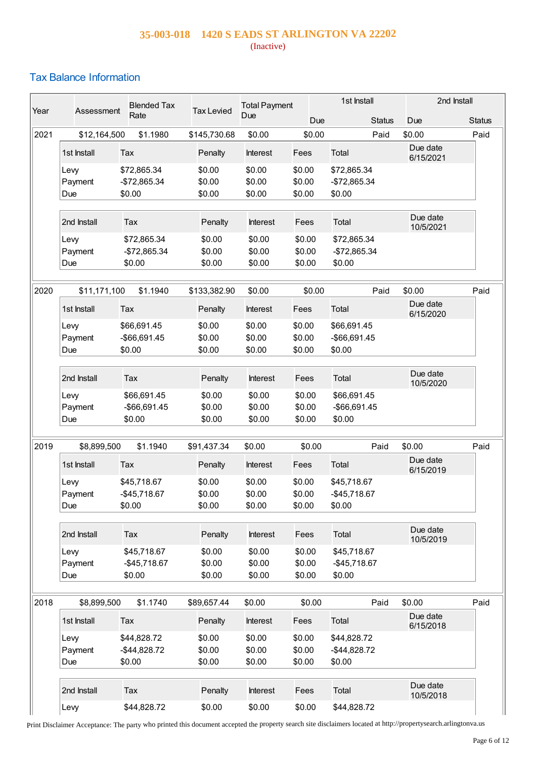**35-003-018 1420 S EADS ST ARLINGTON VA 22202**

(Inactive)

## Tax Balance Information

| Year | Assessment | Blended Tax Rate | Tax Levied | Total Payment Due | 1st Install Due | 1st Install Status | 2nd Install Due | 2nd Install Status |
|---|---|---|---|---|---|---|---|---|
| 2021 | $12,164,500 | $1.1980 | $145,730.68 | $0.00 | $0.00 | Paid | $0.00 | Paid |

| 1st Install | Tax | Penalty | Interest | Fees | Total | Due date 6/15/2021 |
|---|---|---|---|---|---|---|
| Levy | $72,865.34 | $0.00 | $0.00 | $0.00 | $72,865.34 | |
| Payment | -$72,865.34 | $0.00 | $0.00 | $0.00 | -$72,865.34 | |
| Due | $0.00 | $0.00 | $0.00 | $0.00 | $0.00 | |

| 2nd Install | Tax | Penalty | Interest | Fees | Total | Due date 10/5/2021 |
|---|---|---|---|---|---|---|
| Levy | $72,865.34 | $0.00 | $0.00 | $0.00 | $72,865.34 | |
| Payment | -$72,865.34 | $0.00 | $0.00 | $0.00 | -$72,865.34 | |
| Due | $0.00 | $0.00 | $0.00 | $0.00 | $0.00 | |

| Year | Assessment | Blended Tax Rate | Tax Levied | Total Payment Due | 1st Install Due | 1st Install Status | 2nd Install Due | 2nd Install Status |
|---|---|---|---|---|---|---|---|---|
| 2020 | $11,171,100 | $1.1940 | $133,382.90 | $0.00 | $0.00 | Paid | $0.00 | Paid |

| 1st Install | Tax | Penalty | Interest | Fees | Total | Due date 6/15/2020 |
|---|---|---|---|---|---|---|
| Levy | $66,691.45 | $0.00 | $0.00 | $0.00 | $66,691.45 | |
| Payment | -$66,691.45 | $0.00 | $0.00 | $0.00 | -$66,691.45 | |
| Due | $0.00 | $0.00 | $0.00 | $0.00 | $0.00 | |

| 2nd Install | Tax | Penalty | Interest | Fees | Total | Due date 10/5/2020 |
|---|---|---|---|---|---|---|
| Levy | $66,691.45 | $0.00 | $0.00 | $0.00 | $66,691.45 | |
| Payment | -$66,691.45 | $0.00 | $0.00 | $0.00 | -$66,691.45 | |
| Due | $0.00 | $0.00 | $0.00 | $0.00 | $0.00 | |

| Year | Assessment | Blended Tax Rate | Tax Levied | Total Payment Due | 1st Install Due | 1st Install Status | 2nd Install Due | 2nd Install Status |
|---|---|---|---|---|---|---|---|---|
| 2019 | $8,899,500 | $1.1940 | $91,437.34 | $0.00 | $0.00 | Paid | $0.00 | Paid |

| 1st Install | Tax | Penalty | Interest | Fees | Total | Due date 6/15/2019 |
|---|---|---|---|---|---|---|
| Levy | $45,718.67 | $0.00 | $0.00 | $0.00 | $45,718.67 | |
| Payment | -$45,718.67 | $0.00 | $0.00 | $0.00 | -$45,718.67 | |
| Due | $0.00 | $0.00 | $0.00 | $0.00 | $0.00 | |

| 2nd Install | Tax | Penalty | Interest | Fees | Total | Due date 10/5/2019 |
|---|---|---|---|---|---|---|
| Levy | $45,718.67 | $0.00 | $0.00 | $0.00 | $45,718.67 | |
| Payment | -$45,718.67 | $0.00 | $0.00 | $0.00 | -$45,718.67 | |
| Due | $0.00 | $0.00 | $0.00 | $0.00 | $0.00 | |

| Year | Assessment | Blended Tax Rate | Tax Levied | Total Payment Due | 1st Install Due | 1st Install Status | 2nd Install Due | 2nd Install Status |
|---|---|---|---|---|---|---|---|---|
| 2018 | $8,899,500 | $1.1740 | $89,657.44 | $0.00 | $0.00 | Paid | $0.00 | Paid |

| 1st Install | Tax | Penalty | Interest | Fees | Total | Due date 6/15/2018 |
|---|---|---|---|---|---|---|
| Levy | $44,828.72 | $0.00 | $0.00 | $0.00 | $44,828.72 | |
| Payment | -$44,828.72 | $0.00 | $0.00 | $0.00 | -$44,828.72 | |
| Due | $0.00 | $0.00 | $0.00 | $0.00 | $0.00 | |

| 2nd Install | Tax | Penalty | Interest | Fees | Total | Due date 10/5/2018 |
|---|---|---|---|---|---|---|
| Levy | $44,828.72 | $0.00 | $0.00 | $0.00 | $44,828.72 | |

Print Disclaimer Acceptance: The party who printed this document accepted the property search site disclaimers located at http://propertysearch.arlingtonva.us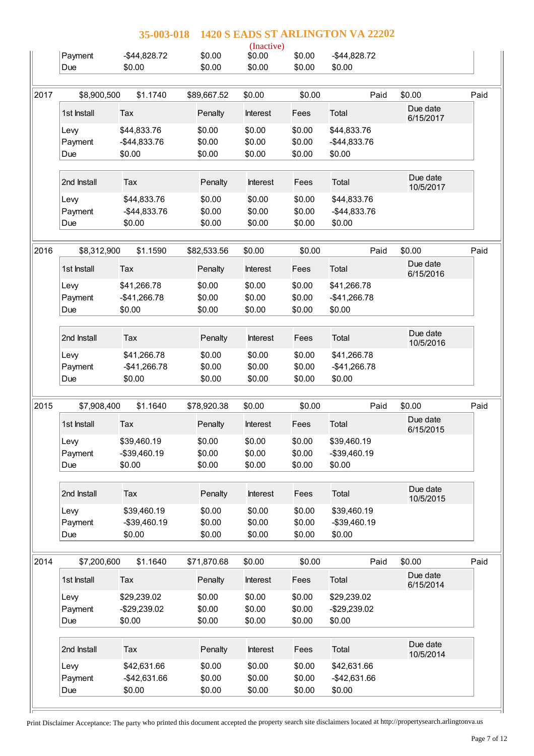# 35-003-018 1420 S EADS ST ARLINGTON VA 22202

(Inactive)

| | | | | | |
|---|---|---|---|---|---|
| Payment | -$44,828.72 | $0.00 | $0.00 | $0.00 | -$44,828.72 |
| Due | $0.00 | $0.00 | $0.00 | $0.00 | $0.00 |

| 2017 | $8,900,500 | $1.1740 | $89,667.52 | $0.00 | $0.00 | Paid | $0.00 | Paid |
|---|---|---|---|---|---|---|---|---|

| 1st Install | Tax | Penalty | Interest | Fees | Total | Due date 6/15/2017 |
|---|---|---|---|---|---|---|
| Levy | $44,833.76 | $0.00 | $0.00 | $0.00 | $44,833.76 | |
| Payment | -$44,833.76 | $0.00 | $0.00 | $0.00 | -$44,833.76 | |
| Due | $0.00 | $0.00 | $0.00 | $0.00 | $0.00 | |

| 2nd Install | Tax | Penalty | Interest | Fees | Total | Due date 10/5/2017 |
|---|---|---|---|---|---|---|
| Levy | $44,833.76 | $0.00 | $0.00 | $0.00 | $44,833.76 | |
| Payment | -$44,833.76 | $0.00 | $0.00 | $0.00 | -$44,833.76 | |
| Due | $0.00 | $0.00 | $0.00 | $0.00 | $0.00 | |

| 2016 | $8,312,900 | $1.1590 | $82,533.56 | $0.00 | $0.00 | Paid | $0.00 | Paid |
|---|---|---|---|---|---|---|---|---|

| 1st Install | Tax | Penalty | Interest | Fees | Total | Due date 6/15/2016 |
|---|---|---|---|---|---|---|
| Levy | $41,266.78 | $0.00 | $0.00 | $0.00 | $41,266.78 | |
| Payment | -$41,266.78 | $0.00 | $0.00 | $0.00 | -$41,266.78 | |
| Due | $0.00 | $0.00 | $0.00 | $0.00 | $0.00 | |

| 2nd Install | Tax | Penalty | Interest | Fees | Total | Due date 10/5/2016 |
|---|---|---|---|---|---|---|
| Levy | $41,266.78 | $0.00 | $0.00 | $0.00 | $41,266.78 | |
| Payment | -$41,266.78 | $0.00 | $0.00 | $0.00 | -$41,266.78 | |
| Due | $0.00 | $0.00 | $0.00 | $0.00 | $0.00 | |

| 2015 | $7,908,400 | $1.1640 | $78,920.38 | $0.00 | $0.00 | Paid | $0.00 | Paid |
|---|---|---|---|---|---|---|---|---|

| 1st Install | Tax | Penalty | Interest | Fees | Total | Due date 6/15/2015 |
|---|---|---|---|---|---|---|
| Levy | $39,460.19 | $0.00 | $0.00 | $0.00 | $39,460.19 | |
| Payment | -$39,460.19 | $0.00 | $0.00 | $0.00 | -$39,460.19 | |
| Due | $0.00 | $0.00 | $0.00 | $0.00 | $0.00 | |

| 2nd Install | Tax | Penalty | Interest | Fees | Total | Due date 10/5/2015 |
|---|---|---|---|---|---|---|
| Levy | $39,460.19 | $0.00 | $0.00 | $0.00 | $39,460.19 | |
| Payment | -$39,460.19 | $0.00 | $0.00 | $0.00 | -$39,460.19 | |
| Due | $0.00 | $0.00 | $0.00 | $0.00 | $0.00 | |

| 2014 | $7,200,600 | $1.1640 | $71,870.68 | $0.00 | $0.00 | Paid | $0.00 | Paid |
|---|---|---|---|---|---|---|---|---|

| 1st Install | Tax | Penalty | Interest | Fees | Total | Due date 6/15/2014 |
|---|---|---|---|---|---|---|
| Levy | $29,239.02 | $0.00 | $0.00 | $0.00 | $29,239.02 | |
| Payment | -$29,239.02 | $0.00 | $0.00 | $0.00 | -$29,239.02 | |
| Due | $0.00 | $0.00 | $0.00 | $0.00 | $0.00 | |

| 2nd Install | Tax | Penalty | Interest | Fees | Total | Due date 10/5/2014 |
|---|---|---|---|---|---|---|
| Levy | $42,631.66 | $0.00 | $0.00 | $0.00 | $42,631.66 | |
| Payment | -$42,631.66 | $0.00 | $0.00 | $0.00 | -$42,631.66 | |
| Due | $0.00 | $0.00 | $0.00 | $0.00 | $0.00 | |

Print Disclaimer Acceptance: The party who printed this document accepted the property search site disclaimers located at http://propertysearch.arlingtonva.us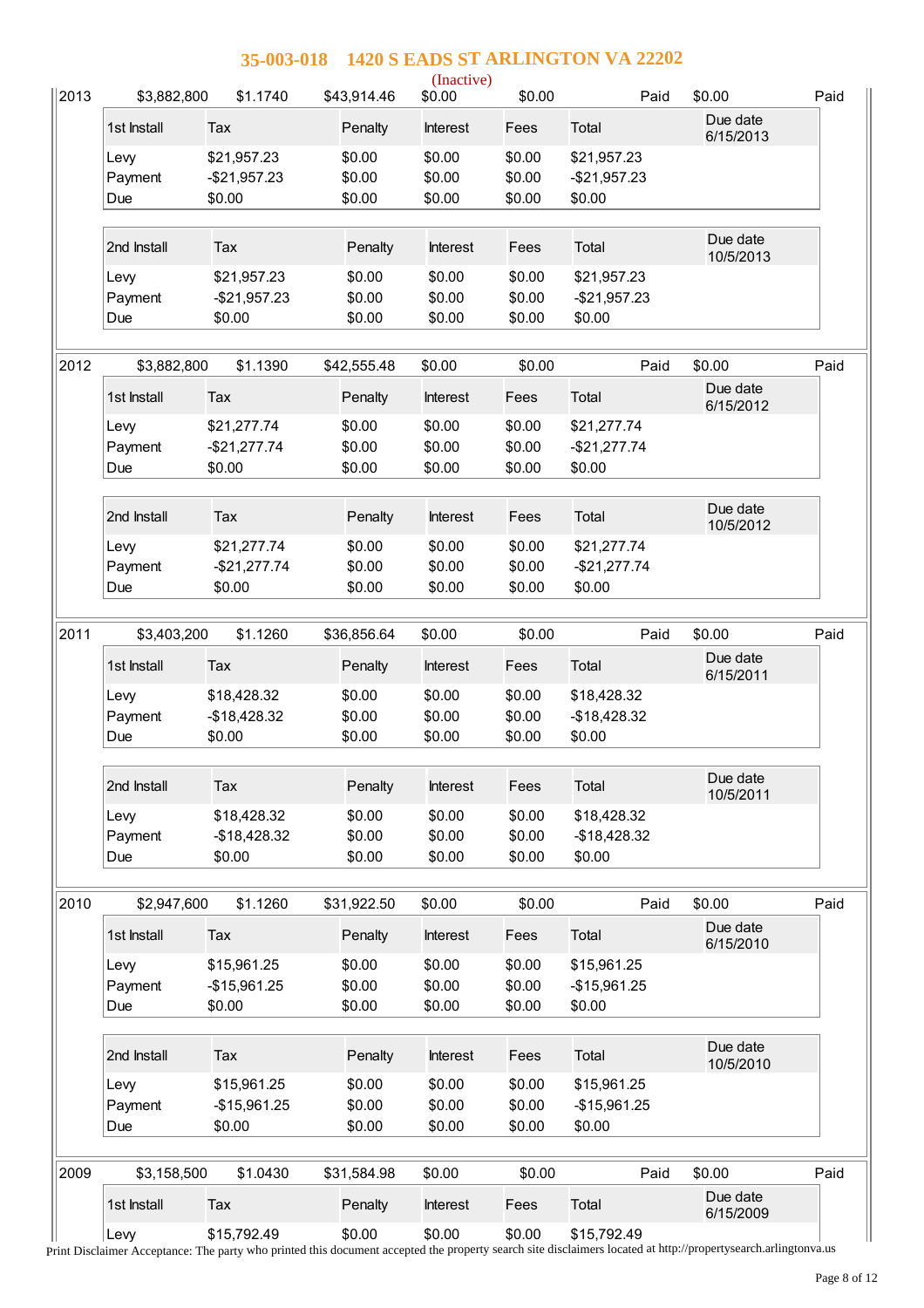# 35-003-018 1420 S EADS ST ARLINGTON VA 22202

(Inactive)

| 2013 | $3,882,800 | $1.1740 | $43,914.46 | $0.00 | $0.00 | Paid | $0.00 | Paid |
|---|---|---|---|---|---|---|---|---|

| 1st Install | Tax | Penalty | Interest | Fees | Total | Due date 6/15/2013 |
|---|---|---|---|---|---|---|
| Levy | $21,957.23 | $0.00 | $0.00 | $0.00 | $21,957.23 | |
| Payment | -$21,957.23 | $0.00 | $0.00 | $0.00 | -$21,957.23 | |
| Due | $0.00 | $0.00 | $0.00 | $0.00 | $0.00 | |

| 2nd Install | Tax | Penalty | Interest | Fees | Total | Due date 10/5/2013 |
|---|---|---|---|---|---|---|
| Levy | $21,957.23 | $0.00 | $0.00 | $0.00 | $21,957.23 | |
| Payment | -$21,957.23 | $0.00 | $0.00 | $0.00 | -$21,957.23 | |
| Due | $0.00 | $0.00 | $0.00 | $0.00 | $0.00 | |

| 2012 | $3,882,800 | $1.1390 | $42,555.48 | $0.00 | $0.00 | Paid | $0.00 | Paid |
|---|---|---|---|---|---|---|---|---|

| 1st Install | Tax | Penalty | Interest | Fees | Total | Due date 6/15/2012 |
|---|---|---|---|---|---|---|
| Levy | $21,277.74 | $0.00 | $0.00 | $0.00 | $21,277.74 | |
| Payment | -$21,277.74 | $0.00 | $0.00 | $0.00 | -$21,277.74 | |
| Due | $0.00 | $0.00 | $0.00 | $0.00 | $0.00 | |

| 2nd Install | Tax | Penalty | Interest | Fees | Total | Due date 10/5/2012 |
|---|---|---|---|---|---|---|
| Levy | $21,277.74 | $0.00 | $0.00 | $0.00 | $21,277.74 | |
| Payment | -$21,277.74 | $0.00 | $0.00 | $0.00 | -$21,277.74 | |
| Due | $0.00 | $0.00 | $0.00 | $0.00 | $0.00 | |

| 2011 | $3,403,200 | $1.1260 | $36,856.64 | $0.00 | $0.00 | Paid | $0.00 | Paid |
|---|---|---|---|---|---|---|---|---|

| 1st Install | Tax | Penalty | Interest | Fees | Total | Due date 6/15/2011 |
|---|---|---|---|---|---|---|
| Levy | $18,428.32 | $0.00 | $0.00 | $0.00 | $18,428.32 | |
| Payment | -$18,428.32 | $0.00 | $0.00 | $0.00 | -$18,428.32 | |
| Due | $0.00 | $0.00 | $0.00 | $0.00 | $0.00 | |

| 2nd Install | Tax | Penalty | Interest | Fees | Total | Due date 10/5/2011 |
|---|---|---|---|---|---|---|
| Levy | $18,428.32 | $0.00 | $0.00 | $0.00 | $18,428.32 | |
| Payment | -$18,428.32 | $0.00 | $0.00 | $0.00 | -$18,428.32 | |
| Due | $0.00 | $0.00 | $0.00 | $0.00 | $0.00 | |

| 2010 | $2,947,600 | $1.1260 | $31,922.50 | $0.00 | $0.00 | Paid | $0.00 | Paid |
|---|---|---|---|---|---|---|---|---|

| 1st Install | Tax | Penalty | Interest | Fees | Total | Due date 6/15/2010 |
|---|---|---|---|---|---|---|
| Levy | $15,961.25 | $0.00 | $0.00 | $0.00 | $15,961.25 | |
| Payment | -$15,961.25 | $0.00 | $0.00 | $0.00 | -$15,961.25 | |
| Due | $0.00 | $0.00 | $0.00 | $0.00 | $0.00 | |

| 2nd Install | Tax | Penalty | Interest | Fees | Total | Due date 10/5/2010 |
|---|---|---|---|---|---|---|
| Levy | $15,961.25 | $0.00 | $0.00 | $0.00 | $15,961.25 | |
| Payment | -$15,961.25 | $0.00 | $0.00 | $0.00 | -$15,961.25 | |
| Due | $0.00 | $0.00 | $0.00 | $0.00 | $0.00 | |

| 2009 | $3,158,500 | $1.0430 | $31,584.98 | $0.00 | $0.00 | Paid | $0.00 | Paid |
|---|---|---|---|---|---|---|---|---|

| 1st Install | Tax | Penalty | Interest | Fees | Total | Due date 6/15/2009 |
|---|---|---|---|---|---|---|
| Levy | $15,792.49 | $0.00 | $0.00 | $0.00 | $15,792.49 | |

Print Disclaimer Acceptance: The party who printed this document accepted the property search site disclaimers located at http://propertysearch.arlingtonva.us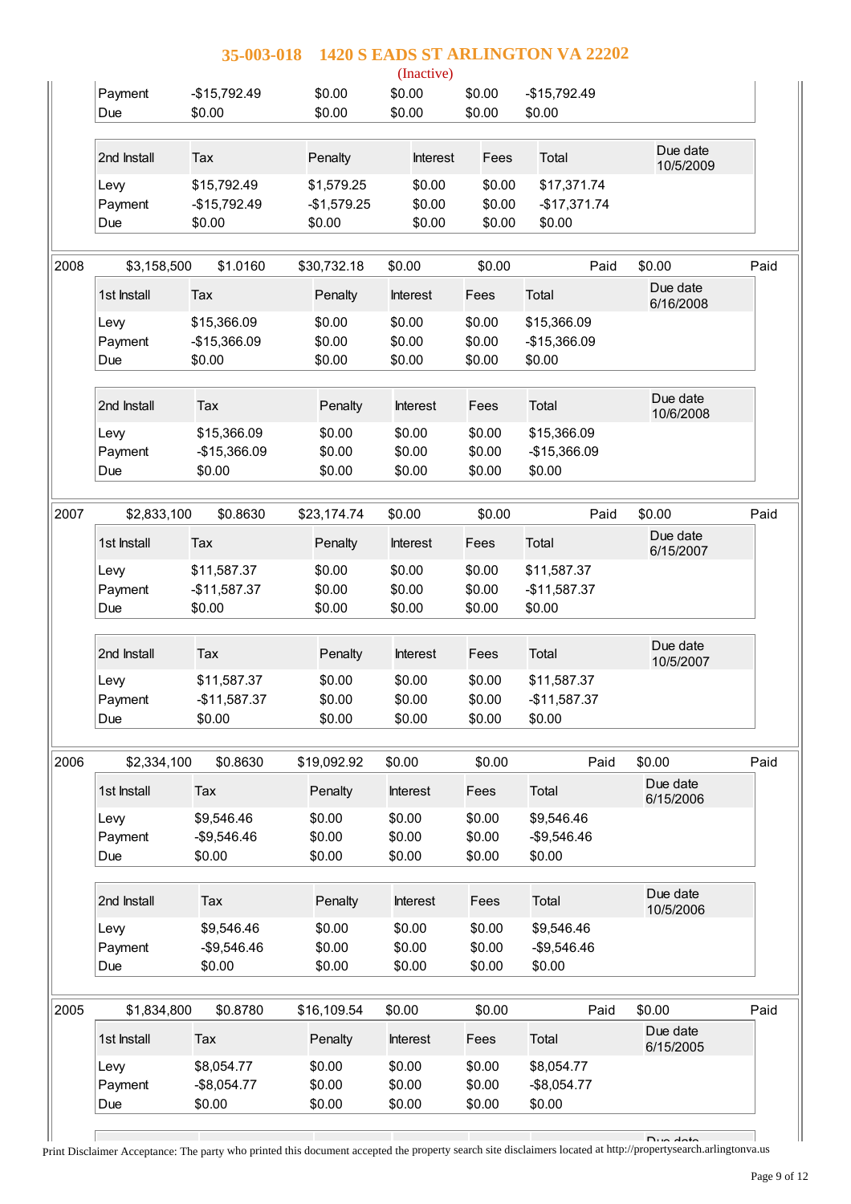# 35-003-018 1420 S EADS ST ARLINGTON VA 22202

(Inactive)

| | | | | | |
|---|---|---|---|---|---|
| Payment | -$15,792.49 | $0.00 | $0.00 | $0.00 | -$15,792.49 |
| Due | $0.00 | $0.00 | $0.00 | $0.00 | $0.00 |

| 2nd Install | Tax | Penalty | Interest | Fees | Total | Due date 10/5/2009 |
|---|---|---|---|---|---|---|
| Levy | $15,792.49 | $1,579.25 | $0.00 | $0.00 | $17,371.74 | |
| Payment | -$15,792.49 | -$1,579.25 | $0.00 | $0.00 | -$17,371.74 | |
| Due | $0.00 | $0.00 | $0.00 | $0.00 | $0.00 | |

| 2008 | $3,158,500 | $1.0160 | $30,732.18 | $0.00 | $0.00 | Paid | $0.00 | Paid |
|---|---|---|---|---|---|---|---|---|

| 1st Install | Tax | Penalty | Interest | Fees | Total | Due date 6/16/2008 |
|---|---|---|---|---|---|---|
| Levy | $15,366.09 | $0.00 | $0.00 | $0.00 | $15,366.09 | |
| Payment | -$15,366.09 | $0.00 | $0.00 | $0.00 | -$15,366.09 | |
| Due | $0.00 | $0.00 | $0.00 | $0.00 | $0.00 | |

| 2nd Install | Tax | Penalty | Interest | Fees | Total | Due date 10/6/2008 |
|---|---|---|---|---|---|---|
| Levy | $15,366.09 | $0.00 | $0.00 | $0.00 | $15,366.09 | |
| Payment | -$15,366.09 | $0.00 | $0.00 | $0.00 | -$15,366.09 | |
| Due | $0.00 | $0.00 | $0.00 | $0.00 | $0.00 | |

| 2007 | $2,833,100 | $0.8630 | $23,174.74 | $0.00 | $0.00 | Paid | $0.00 | Paid |
|---|---|---|---|---|---|---|---|---|

| 1st Install | Tax | Penalty | Interest | Fees | Total | Due date 6/15/2007 |
|---|---|---|---|---|---|---|
| Levy | $11,587.37 | $0.00 | $0.00 | $0.00 | $11,587.37 | |
| Payment | -$11,587.37 | $0.00 | $0.00 | $0.00 | -$11,587.37 | |
| Due | $0.00 | $0.00 | $0.00 | $0.00 | $0.00 | |

| 2nd Install | Tax | Penalty | Interest | Fees | Total | Due date 10/5/2007 |
|---|---|---|---|---|---|---|
| Levy | $11,587.37 | $0.00 | $0.00 | $0.00 | $11,587.37 | |
| Payment | -$11,587.37 | $0.00 | $0.00 | $0.00 | -$11,587.37 | |
| Due | $0.00 | $0.00 | $0.00 | $0.00 | $0.00 | |

| 2006 | $2,334,100 | $0.8630 | $19,092.92 | $0.00 | $0.00 | Paid | $0.00 | Paid |
|---|---|---|---|---|---|---|---|---|

| 1st Install | Tax | Penalty | Interest | Fees | Total | Due date 6/15/2006 |
|---|---|---|---|---|---|---|
| Levy | $9,546.46 | $0.00 | $0.00 | $0.00 | $9,546.46 | |
| Payment | -$9,546.46 | $0.00 | $0.00 | $0.00 | -$9,546.46 | |
| Due | $0.00 | $0.00 | $0.00 | $0.00 | $0.00 | |

| 2nd Install | Tax | Penalty | Interest | Fees | Total | Due date 10/5/2006 |
|---|---|---|---|---|---|---|
| Levy | $9,546.46 | $0.00 | $0.00 | $0.00 | $9,546.46 | |
| Payment | -$9,546.46 | $0.00 | $0.00 | $0.00 | -$9,546.46 | |
| Due | $0.00 | $0.00 | $0.00 | $0.00 | $0.00 | |

| 2005 | $1,834,800 | $0.8780 | $16,109.54 | $0.00 | $0.00 | Paid | $0.00 | Paid |
|---|---|---|---|---|---|---|---|---|

| 1st Install | Tax | Penalty | Interest | Fees | Total | Due date 6/15/2005 |
|---|---|---|---|---|---|---|
| Levy | $8,054.77 | $0.00 | $0.00 | $0.00 | $8,054.77 | |
| Payment | -$8,054.77 | $0.00 | $0.00 | $0.00 | -$8,054.77 | |
| Due | $0.00 | $0.00 | $0.00 | $0.00 | $0.00 | |

Print Disclaimer Acceptance: The party who printed this document accepted the property search site disclaimers located at http://propertysearch.arlingtonva.us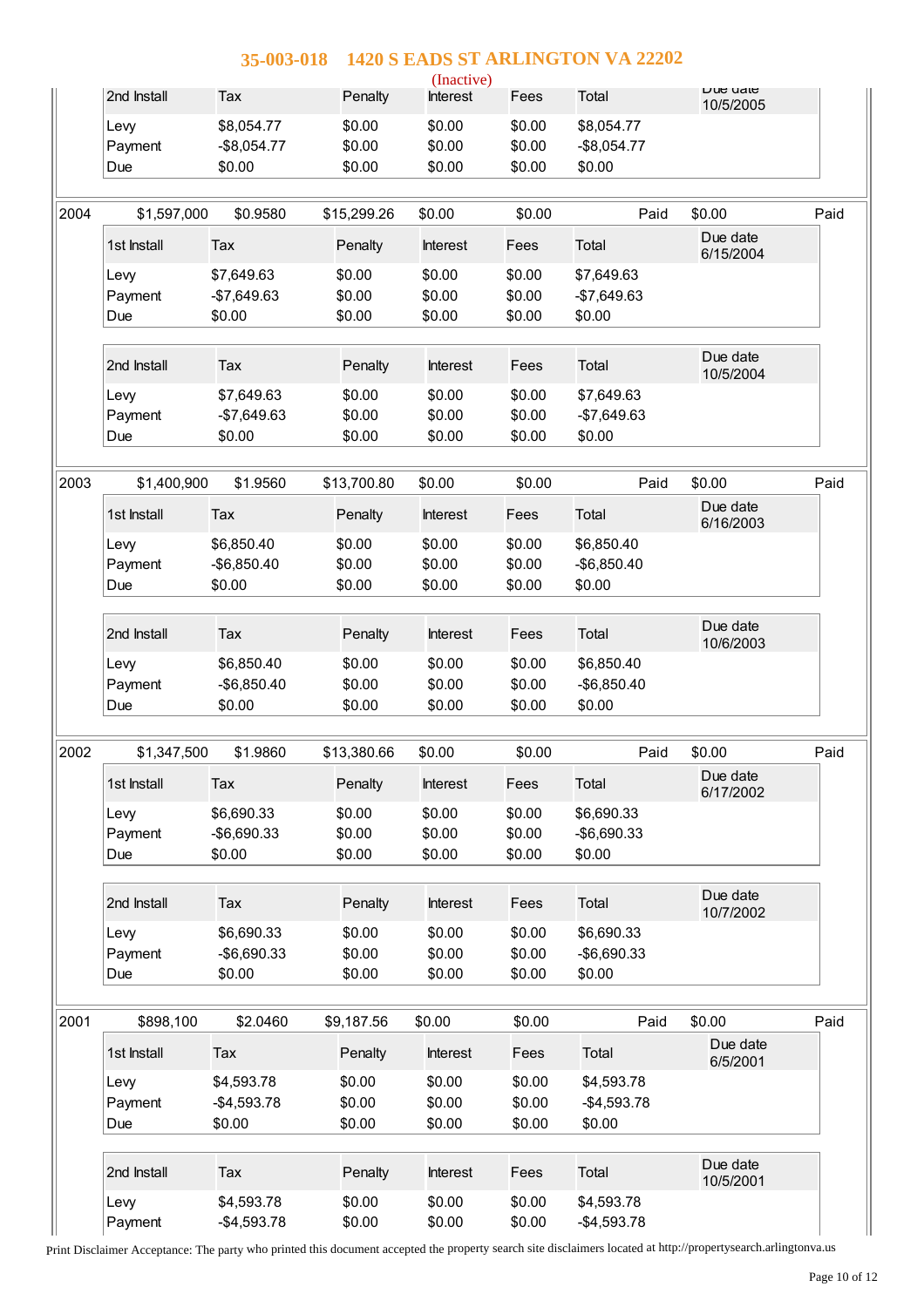# 35-003-018 1420 S EADS ST ARLINGTON VA 22202

(Inactive)

| 2nd Install | Tax | Penalty | Interest | Fees | Total | Due date 10/5/2005 |
|---|---|---|---|---|---|---|
| Levy | $8,054.77 | $0.00 | $0.00 | $0.00 | $8,054.77 | |
| Payment | -$8,054.77 | $0.00 | $0.00 | $0.00 | -$8,054.77 | |
| Due | $0.00 | $0.00 | $0.00 | $0.00 | $0.00 | |

| 2004 | $1,597,000 | $0.9580 | $15,299.26 | $0.00 | $0.00 | Paid | $0.00 | Paid |
|---|---|---|---|---|---|---|---|---|

| 1st Install | Tax | Penalty | Interest | Fees | Total | Due date 6/15/2004 |
|---|---|---|---|---|---|---|
| Levy | $7,649.63 | $0.00 | $0.00 | $0.00 | $7,649.63 | |
| Payment | -$7,649.63 | $0.00 | $0.00 | $0.00 | -$7,649.63 | |
| Due | $0.00 | $0.00 | $0.00 | $0.00 | $0.00 | |

| 2nd Install | Tax | Penalty | Interest | Fees | Total | Due date 10/5/2004 |
|---|---|---|---|---|---|---|
| Levy | $7,649.63 | $0.00 | $0.00 | $0.00 | $7,649.63 | |
| Payment | -$7,649.63 | $0.00 | $0.00 | $0.00 | -$7,649.63 | |
| Due | $0.00 | $0.00 | $0.00 | $0.00 | $0.00 | |

| 2003 | $1,400,900 | $1.9560 | $13,700.80 | $0.00 | $0.00 | Paid | $0.00 | Paid |
|---|---|---|---|---|---|---|---|---|

| 1st Install | Tax | Penalty | Interest | Fees | Total | Due date 6/16/2003 |
|---|---|---|---|---|---|---|
| Levy | $6,850.40 | $0.00 | $0.00 | $0.00 | $6,850.40 | |
| Payment | -$6,850.40 | $0.00 | $0.00 | $0.00 | -$6,850.40 | |
| Due | $0.00 | $0.00 | $0.00 | $0.00 | $0.00 | |

| 2nd Install | Tax | Penalty | Interest | Fees | Total | Due date 10/6/2003 |
|---|---|---|---|---|---|---|
| Levy | $6,850.40 | $0.00 | $0.00 | $0.00 | $6,850.40 | |
| Payment | -$6,850.40 | $0.00 | $0.00 | $0.00 | -$6,850.40 | |
| Due | $0.00 | $0.00 | $0.00 | $0.00 | $0.00 | |

| 2002 | $1,347,500 | $1.9860 | $13,380.66 | $0.00 | $0.00 | Paid | $0.00 | Paid |
|---|---|---|---|---|---|---|---|---|

| 1st Install | Tax | Penalty | Interest | Fees | Total | Due date 6/17/2002 |
|---|---|---|---|---|---|---|
| Levy | $6,690.33 | $0.00 | $0.00 | $0.00 | $6,690.33 | |
| Payment | -$6,690.33 | $0.00 | $0.00 | $0.00 | -$6,690.33 | |
| Due | $0.00 | $0.00 | $0.00 | $0.00 | $0.00 | |

| 2nd Install | Tax | Penalty | Interest | Fees | Total | Due date 10/7/2002 |
|---|---|---|---|---|---|---|
| Levy | $6,690.33 | $0.00 | $0.00 | $0.00 | $6,690.33 | |
| Payment | -$6,690.33 | $0.00 | $0.00 | $0.00 | -$6,690.33 | |
| Due | $0.00 | $0.00 | $0.00 | $0.00 | $0.00 | |

| 2001 | $898,100 | $2.0460 | $9,187.56 | $0.00 | $0.00 | Paid | $0.00 | Paid |
|---|---|---|---|---|---|---|---|---|

| 1st Install | Tax | Penalty | Interest | Fees | Total | Due date 6/5/2001 |
|---|---|---|---|---|---|---|
| Levy | $4,593.78 | $0.00 | $0.00 | $0.00 | $4,593.78 | |
| Payment | -$4,593.78 | $0.00 | $0.00 | $0.00 | -$4,593.78 | |
| Due | $0.00 | $0.00 | $0.00 | $0.00 | $0.00 | |

| 2nd Install | Tax | Penalty | Interest | Fees | Total | Due date 10/5/2001 |
|---|---|---|---|---|---|---|
| Levy | $4,593.78 | $0.00 | $0.00 | $0.00 | $4,593.78 | |
| Payment | -$4,593.78 | $0.00 | $0.00 | $0.00 | -$4,593.78 | |

Print Disclaimer Acceptance: The party who printed this document accepted the property search site disclaimers located at http://propertysearch.arlingtonva.us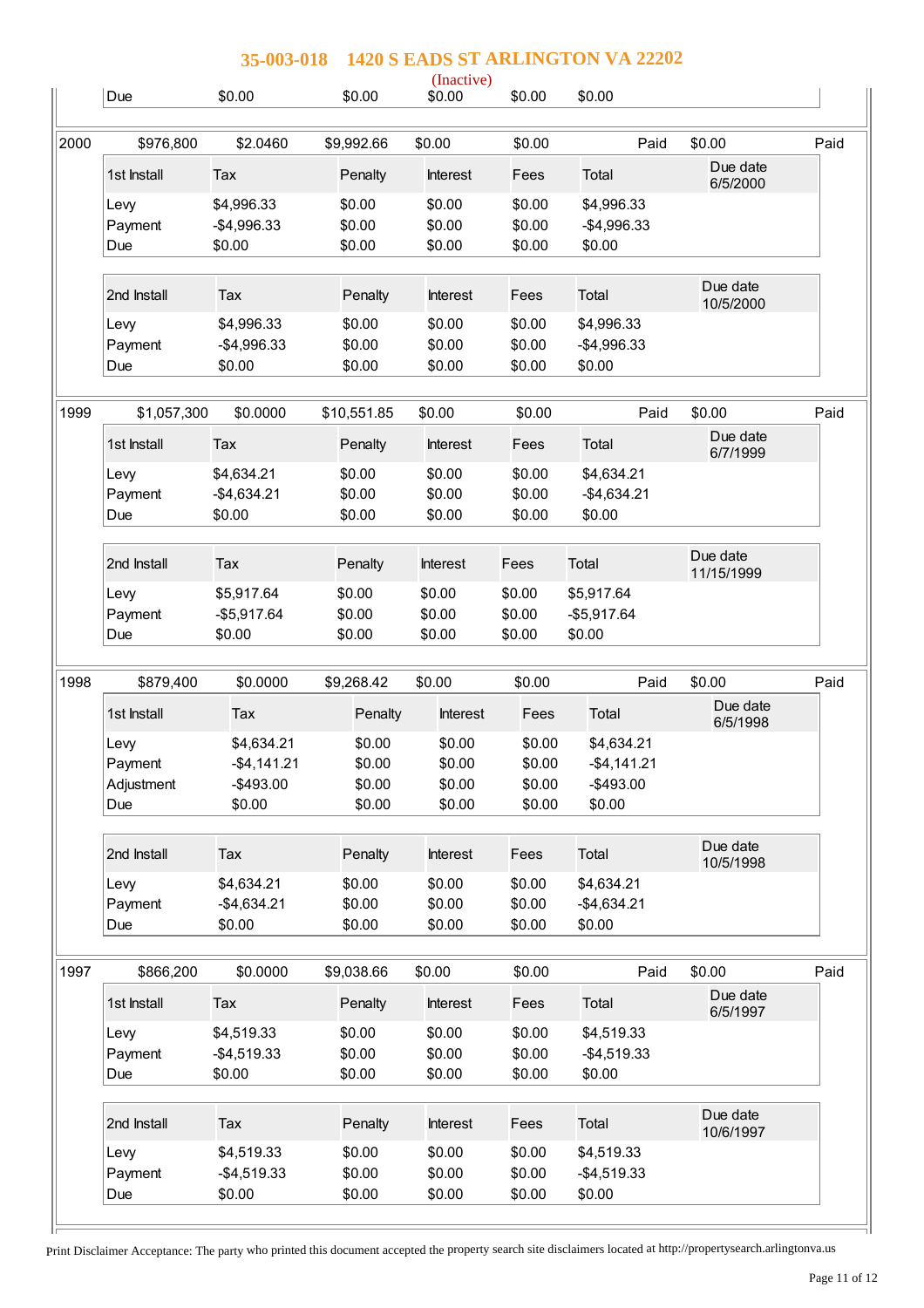# 35-003-018 1420 S EADS ST ARLINGTON VA 22202

(Inactive)

| Due | $0.00 | $0.00 | $0.00 | $0.00 | $0.00 |
|---|---|---|---|---|---|

| 2000 | $976,800 | $2.0460 | $9,992.66 | $0.00 | $0.00 | Paid | $0.00 | Paid |
|---|---|---|---|---|---|---|---|---|

| 1st Install | Tax | Penalty | Interest | Fees | Total | Due date 6/5/2000 |
|---|---|---|---|---|---|---|
| Levy | $4,996.33 | $0.00 | $0.00 | $0.00 | $4,996.33 | |
| Payment | -$4,996.33 | $0.00 | $0.00 | $0.00 | -$4,996.33 | |
| Due | $0.00 | $0.00 | $0.00 | $0.00 | $0.00 | |

| 2nd Install | Tax | Penalty | Interest | Fees | Total | Due date 10/5/2000 |
|---|---|---|---|---|---|---|
| Levy | $4,996.33 | $0.00 | $0.00 | $0.00 | $4,996.33 | |
| Payment | -$4,996.33 | $0.00 | $0.00 | $0.00 | -$4,996.33 | |
| Due | $0.00 | $0.00 | $0.00 | $0.00 | $0.00 | |

| 1999 | $1,057,300 | $0.0000 | $10,551.85 | $0.00 | $0.00 | Paid | $0.00 | Paid |
|---|---|---|---|---|---|---|---|---|

| 1st Install | Tax | Penalty | Interest | Fees | Total | Due date 6/7/1999 |
|---|---|---|---|---|---|---|
| Levy | $4,634.21 | $0.00 | $0.00 | $0.00 | $4,634.21 | |
| Payment | -$4,634.21 | $0.00 | $0.00 | $0.00 | -$4,634.21 | |
| Due | $0.00 | $0.00 | $0.00 | $0.00 | $0.00 | |

| 2nd Install | Tax | Penalty | Interest | Fees | Total | Due date 11/15/1999 |
|---|---|---|---|---|---|---|
| Levy | $5,917.64 | $0.00 | $0.00 | $0.00 | $5,917.64 | |
| Payment | -$5,917.64 | $0.00 | $0.00 | $0.00 | -$5,917.64 | |
| Due | $0.00 | $0.00 | $0.00 | $0.00 | $0.00 | |

| 1998 | $879,400 | $0.0000 | $9,268.42 | $0.00 | $0.00 | Paid | $0.00 | Paid |
|---|---|---|---|---|---|---|---|---|

| 1st Install | Tax | Penalty | Interest | Fees | Total | Due date 6/5/1998 |
|---|---|---|---|---|---|---|
| Levy | $4,634.21 | $0.00 | $0.00 | $0.00 | $4,634.21 | |
| Payment | -$4,141.21 | $0.00 | $0.00 | $0.00 | -$4,141.21 | |
| Adjustment | -$493.00 | $0.00 | $0.00 | $0.00 | -$493.00 | |
| Due | $0.00 | $0.00 | $0.00 | $0.00 | $0.00 | |

| 2nd Install | Tax | Penalty | Interest | Fees | Total | Due date 10/5/1998 |
|---|---|---|---|---|---|---|
| Levy | $4,634.21 | $0.00 | $0.00 | $0.00 | $4,634.21 | |
| Payment | -$4,634.21 | $0.00 | $0.00 | $0.00 | -$4,634.21 | |
| Due | $0.00 | $0.00 | $0.00 | $0.00 | $0.00 | |

| 1997 | $866,200 | $0.0000 | $9,038.66 | $0.00 | $0.00 | Paid | $0.00 | Paid |
|---|---|---|---|---|---|---|---|---|

| 1st Install | Tax | Penalty | Interest | Fees | Total | Due date 6/5/1997 |
|---|---|---|---|---|---|---|
| Levy | $4,519.33 | $0.00 | $0.00 | $0.00 | $4,519.33 | |
| Payment | -$4,519.33 | $0.00 | $0.00 | $0.00 | -$4,519.33 | |
| Due | $0.00 | $0.00 | $0.00 | $0.00 | $0.00 | |

| 2nd Install | Tax | Penalty | Interest | Fees | Total | Due date 10/6/1997 |
|---|---|---|---|---|---|---|
| Levy | $4,519.33 | $0.00 | $0.00 | $0.00 | $4,519.33 | |
| Payment | -$4,519.33 | $0.00 | $0.00 | $0.00 | -$4,519.33 | |
| Due | $0.00 | $0.00 | $0.00 | $0.00 | $0.00 | |

Print Disclaimer Acceptance: The party who printed this document accepted the property search site disclaimers located at http://propertysearch.arlingtonva.us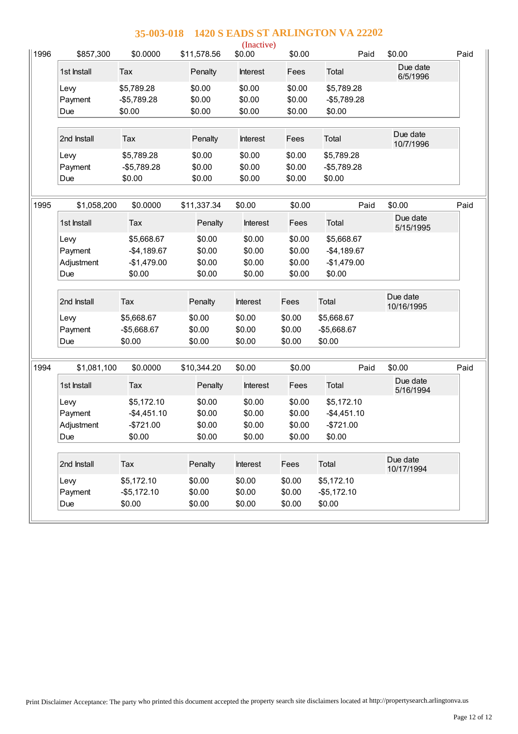## 35-003-018 1420 S EADS ST ARLINGTON VA 22202

(Inactive)

| | | | | | | | | |
|---|---|---|---|---|---|---|---|---|
| 1996 | $857,300 | $0.0000 | $11,578.56 | $0.00 | $0.00 | Paid | $0.00 | Paid |

| 1st Install | Tax | Penalty | Interest | Fees | Total | Due date 6/5/1996 |
|---|---|---|---|---|---|---|
| Levy | $5,789.28 | $0.00 | $0.00 | $0.00 | $5,789.28 | |
| Payment | -$5,789.28 | $0.00 | $0.00 | $0.00 | -$5,789.28 | |
| Due | $0.00 | $0.00 | $0.00 | $0.00 | $0.00 | |

| 2nd Install | Tax | Penalty | Interest | Fees | Total | Due date 10/7/1996 |
|---|---|---|---|---|---|---|
| Levy | $5,789.28 | $0.00 | $0.00 | $0.00 | $5,789.28 | |
| Payment | -$5,789.28 | $0.00 | $0.00 | $0.00 | -$5,789.28 | |
| Due | $0.00 | $0.00 | $0.00 | $0.00 | $0.00 | |

| | | | | | | | | |
|---|---|---|---|---|---|---|---|---|
| 1995 | $1,058,200 | $0.0000 | $11,337.34 | $0.00 | $0.00 | Paid | $0.00 | Paid |

| 1st Install | Tax | Penalty | Interest | Fees | Total | Due date 5/15/1995 |
|---|---|---|---|---|---|---|
| Levy | $5,668.67 | $0.00 | $0.00 | $0.00 | $5,668.67 | |
| Payment | -$4,189.67 | $0.00 | $0.00 | $0.00 | -$4,189.67 | |
| Adjustment | -$1,479.00 | $0.00 | $0.00 | $0.00 | -$1,479.00 | |
| Due | $0.00 | $0.00 | $0.00 | $0.00 | $0.00 | |

| 2nd Install | Tax | Penalty | Interest | Fees | Total | Due date 10/16/1995 |
|---|---|---|---|---|---|---|
| Levy | $5,668.67 | $0.00 | $0.00 | $0.00 | $5,668.67 | |
| Payment | -$5,668.67 | $0.00 | $0.00 | $0.00 | -$5,668.67 | |
| Due | $0.00 | $0.00 | $0.00 | $0.00 | $0.00 | |

| | | | | | | | | |
|---|---|---|---|---|---|---|---|---|
| 1994 | $1,081,100 | $0.0000 | $10,344.20 | $0.00 | $0.00 | Paid | $0.00 | Paid |

| 1st Install | Tax | Penalty | Interest | Fees | Total | Due date 5/16/1994 |
|---|---|---|---|---|---|---|
| Levy | $5,172.10 | $0.00 | $0.00 | $0.00 | $5,172.10 | |
| Payment | -$4,451.10 | $0.00 | $0.00 | $0.00 | -$4,451.10 | |
| Adjustment | -$721.00 | $0.00 | $0.00 | $0.00 | -$721.00 | |
| Due | $0.00 | $0.00 | $0.00 | $0.00 | $0.00 | |

| 2nd Install | Tax | Penalty | Interest | Fees | Total | Due date 10/17/1994 |
|---|---|---|---|---|---|---|
| Levy | $5,172.10 | $0.00 | $0.00 | $0.00 | $5,172.10 | |
| Payment | -$5,172.10 | $0.00 | $0.00 | $0.00 | -$5,172.10 | |
| Due | $0.00 | $0.00 | $0.00 | $0.00 | $0.00 | |

Print Disclaimer Acceptance: The party who printed this document accepted the property search site disclaimers located at http://propertysearch.arlingtonva.us